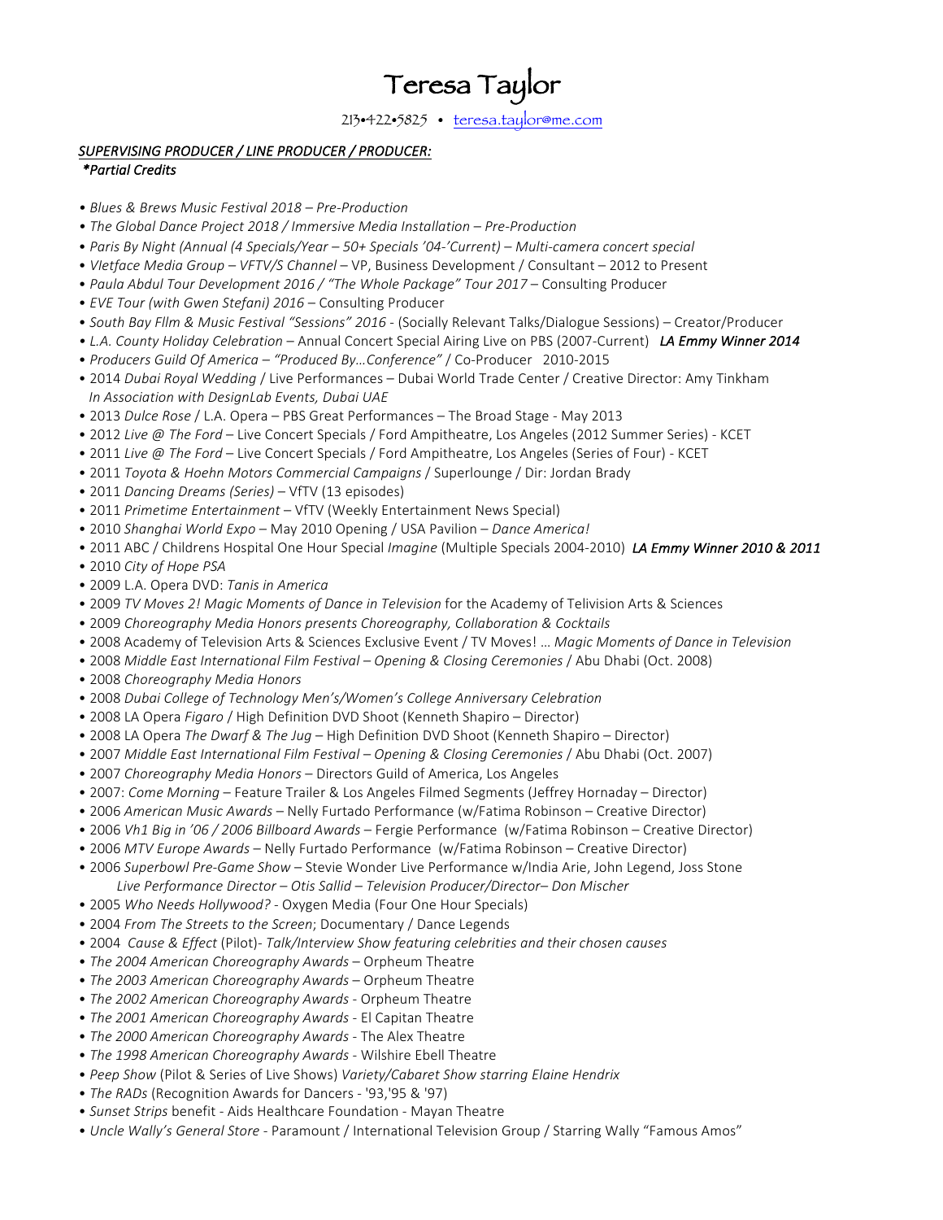# Teresa Taylor

213•422•5825 • teresa.taylor@me.com

***SUPERVISING PRODUCER / LINE PRODUCER / PRODUCER:***

***\*Partial Credits***

- *Blues & Brews Music Festival 2018 – Pre-Production*
- *The Global Dance Project 2018 / Immersive Media Installation – Pre-Production*
- *Paris By Night (Annual (4 Specials/Year – 50+ Specials '04-'Current) – Multi-camera concert special*
- *VIetface Media Group – VFTV/S Channel* – VP, Business Development / Consultant – 2012 to Present
- *Paula Abdul Tour Development 2016 / "The Whole Package" Tour 2017* – Consulting Producer
- *EVE Tour (with Gwen Stefani) 2016* – Consulting Producer
- *South Bay Fllm & Music Festival "Sessions" 2016* - (Socially Relevant Talks/Dialogue Sessions) – Creator/Producer
- *L.A. County Holiday Celebration* – Annual Concert Special Airing Live on PBS (2007-Current) ***LA Emmy Winner 2014***
- *Producers Guild Of America – "Produced By…Conference"* / Co-Producer 2010-2015
- 2014 *Dubai Royal Wedding* / Live Performances – Dubai World Trade Center / Creative Director: Amy Tinkham
  *In Association with DesignLab Events, Dubai UAE*
- 2013 *Dulce Rose* / L.A. Opera – PBS Great Performances – The Broad Stage - May 2013
- 2012 *Live @ The Ford* – Live Concert Specials / Ford Ampitheatre, Los Angeles (2012 Summer Series) - KCET
- 2011 *Live @ The Ford* – Live Concert Specials / Ford Ampitheatre, Los Angeles (Series of Four) - KCET
- 2011 *Toyota & Hoehn Motors Commercial Campaigns* / Superlounge / Dir: Jordan Brady
- 2011 *Dancing Dreams (Series)* – VfTV (13 episodes)
- 2011 *Primetime Entertainment* – VfTV (Weekly Entertainment News Special)
- 2010 *Shanghai World Expo* – May 2010 Opening / USA Pavilion – *Dance America!*
- 2011 ABC / Childrens Hospital One Hour Special *Imagine* (Multiple Specials 2004-2010) ***LA Emmy Winner 2010 & 2011***
- 2010 *City of Hope PSA*
- 2009 L.A. Opera DVD: *Tanis in America*
- 2009 *TV Moves 2! Magic Moments of Dance in Television* for the Academy of Telivision Arts & Sciences
- 2009 *Choreography Media Honors presents Choreography, Collaboration & Cocktails*
- 2008 Academy of Television Arts & Sciences Exclusive Event / TV Moves! … *Magic Moments of Dance in Television*
- 2008 *Middle East International Film Festival – Opening & Closing Ceremonies* / Abu Dhabi (Oct. 2008)
- 2008 *Choreography Media Honors*
- 2008 *Dubai College of Technology Men's/Women's College Anniversary Celebration*
- 2008 LA Opera *Figaro* / High Definition DVD Shoot (Kenneth Shapiro – Director)
- 2008 LA Opera *The Dwarf & The Jug* – High Definition DVD Shoot (Kenneth Shapiro – Director)
- 2007 *Middle East International Film Festival – Opening & Closing Ceremonies* / Abu Dhabi (Oct. 2007)
- 2007 *Choreography Media Honors* – Directors Guild of America, Los Angeles
- 2007: *Come Morning* – Feature Trailer & Los Angeles Filmed Segments (Jeffrey Hornaday – Director)
- 2006 *American Music Awards* – Nelly Furtado Performance (w/Fatima Robinson – Creative Director)
- 2006 *Vh1 Big in '06 / 2006 Billboard Awards* – Fergie Performance (w/Fatima Robinson – Creative Director)
- 2006 *MTV Europe Awards* – Nelly Furtado Performance (w/Fatima Robinson – Creative Director)
- 2006 *Superbowl Pre-Game Show* – Stevie Wonder Live Performance w/India Arie, John Legend, Joss Stone
  *Live Performance Director – Otis Sallid – Television Producer/Director– Don Mischer*
- 2005 *Who Needs Hollywood?* - Oxygen Media (Four One Hour Specials)
- 2004 *From The Streets to the Screen*; Documentary / Dance Legends
- 2004 *Cause & Effect* (Pilot)- *Talk/Interview Show featuring celebrities and their chosen causes*
- *The 2004 American Choreography Awards* – Orpheum Theatre
- *The 2003 American Choreography Awards* – Orpheum Theatre
- *The 2002 American Choreography Awards* - Orpheum Theatre
- *The 2001 American Choreography Awards* - El Capitan Theatre
- *The 2000 American Choreography Awards* - The Alex Theatre
- *The 1998 American Choreography Awards* - Wilshire Ebell Theatre
- *Peep Show* (Pilot & Series of Live Shows) *Variety/Cabaret Show starring Elaine Hendrix*
- *The RADs* (Recognition Awards for Dancers - '93,'95 & '97)
- *Sunset Strips* benefit - Aids Healthcare Foundation - Mayan Theatre
- *Uncle Wally's General Store* - Paramount / International Television Group / Starring Wally "Famous Amos"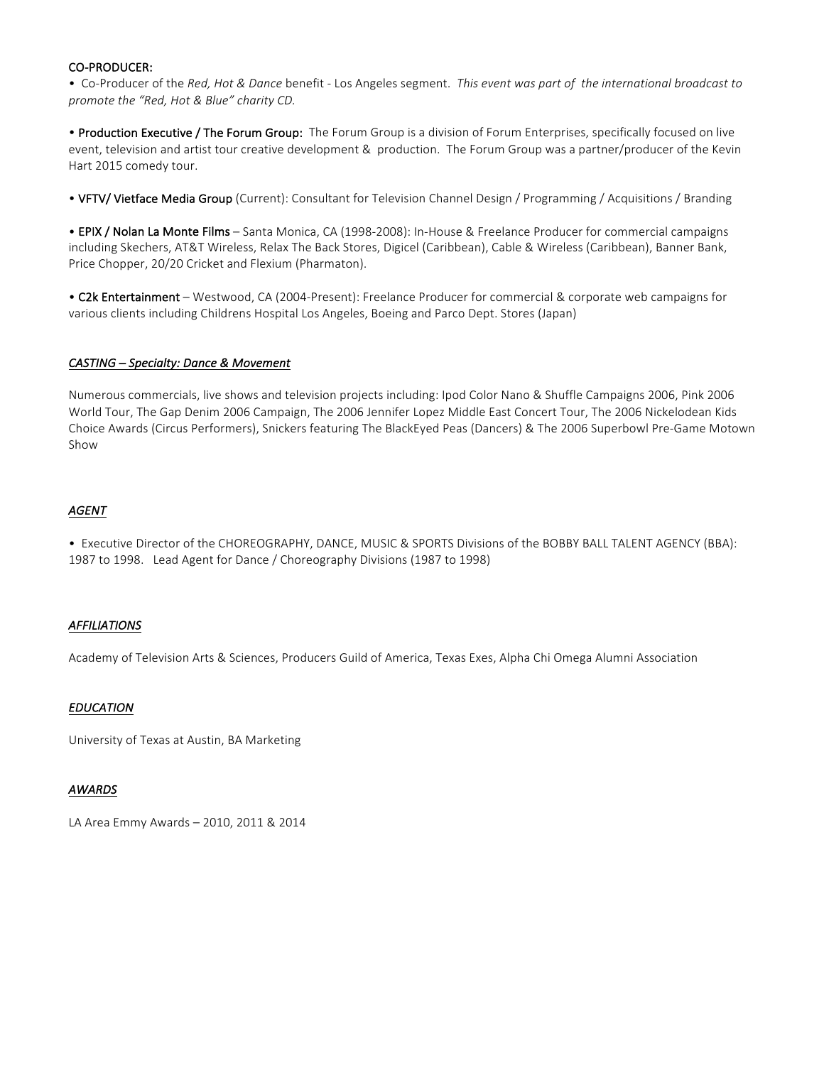**CO-PRODUCER:**

• Co-Producer of the *Red, Hot & Dance* benefit - Los Angeles segment. *This event was part of the international broadcast to promote the "Red, Hot & Blue" charity CD.*

• **Production Executive / The Forum Group:** The Forum Group is a division of Forum Enterprises, specifically focused on live event, television and artist tour creative development & production. The Forum Group was a partner/producer of the Kevin Hart 2015 comedy tour.

• **VFTV/ Vietface Media Group** (Current): Consultant for Television Channel Design / Programming / Acquisitions / Branding

• **EPIX / Nolan La Monte Films** – Santa Monica, CA (1998-2008): In-House & Freelance Producer for commercial campaigns including Skechers, AT&T Wireless, Relax The Back Stores, Digicel (Caribbean), Cable & Wireless (Caribbean), Banner Bank, Price Chopper, 20/20 Cricket and Flexium (Pharmaton).

• **C2k Entertainment** – Westwood, CA (2004-Present): Freelance Producer for commercial & corporate web campaigns for various clients including Childrens Hospital Los Angeles, Boeing and Parco Dept. Stores (Japan)

## *CASTING – Specialty: Dance & Movement*

Numerous commercials, live shows and television projects including: Ipod Color Nano & Shuffle Campaigns 2006, Pink 2006 World Tour, The Gap Denim 2006 Campaign, The 2006 Jennifer Lopez Middle East Concert Tour, The 2006 Nickelodean Kids Choice Awards (Circus Performers), Snickers featuring The BlackEyed Peas (Dancers) & The 2006 Superbowl Pre-Game Motown Show

## *AGENT*

• Executive Director of the CHOREOGRAPHY, DANCE, MUSIC & SPORTS Divisions of the BOBBY BALL TALENT AGENCY (BBA): 1987 to 1998. Lead Agent for Dance / Choreography Divisions (1987 to 1998)

## *AFFILIATIONS*

Academy of Television Arts & Sciences, Producers Guild of America, Texas Exes, Alpha Chi Omega Alumni Association

## *EDUCATION*

University of Texas at Austin, BA Marketing

## *AWARDS*

LA Area Emmy Awards – 2010, 2011 & 2014